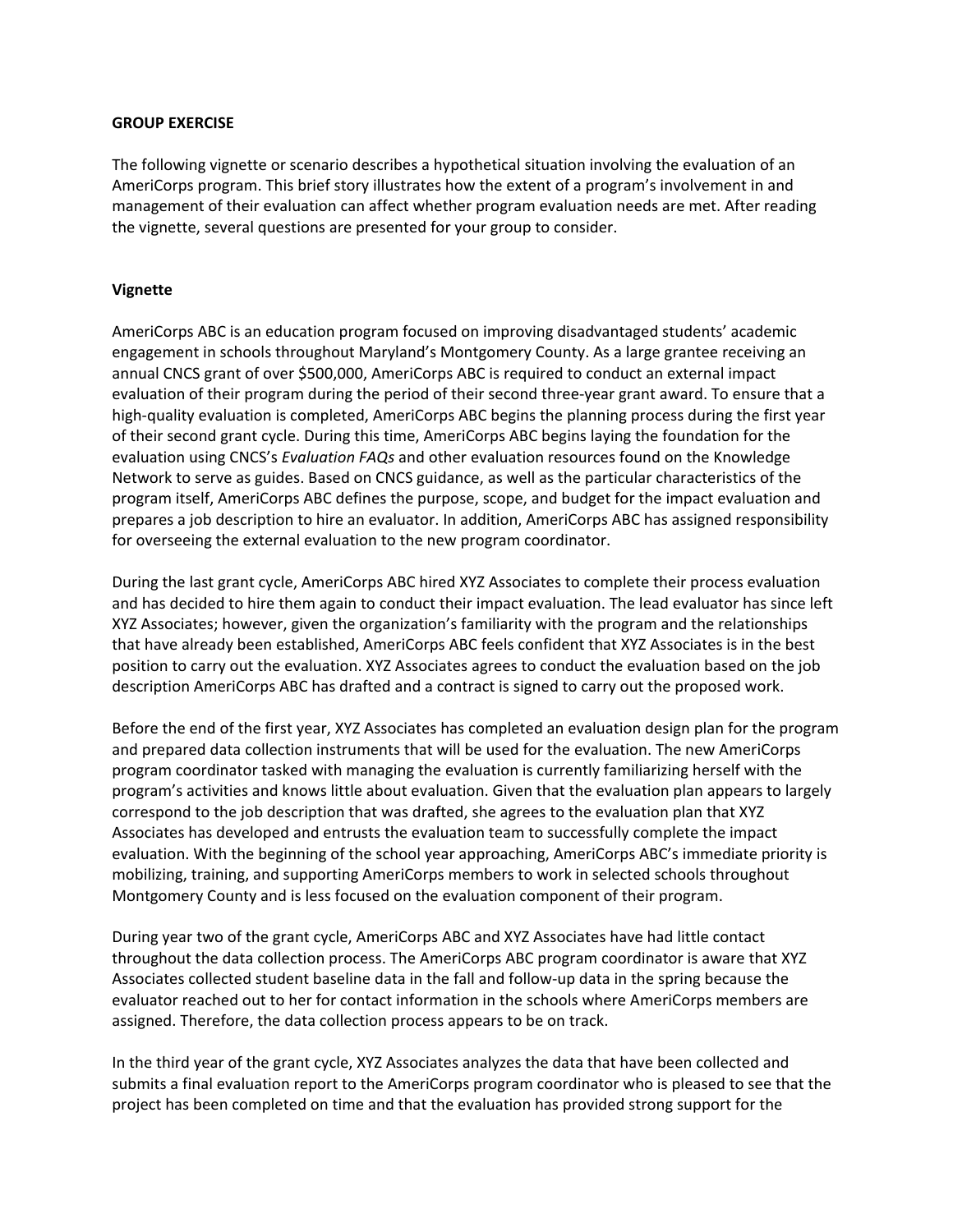**GROUP EXERCISE**

The following vignette or scenario describes a hypothetical situation involving the evaluation of an AmeriCorps program. This brief story illustrates how the extent of a program's involvement in and management of their evaluation can affect whether program evaluation needs are met. After reading the vignette, several questions are presented for your group to consider.

**Vignette**

AmeriCorps ABC is an education program focused on improving disadvantaged students' academic engagement in schools throughout Maryland's Montgomery County. As a large grantee receiving an annual CNCS grant of over $500,000, AmeriCorps ABC is required to conduct an external impact evaluation of their program during the period of their second three-year grant award. To ensure that a high-quality evaluation is completed, AmeriCorps ABC begins the planning process during the first year of their second grant cycle. During this time, AmeriCorps ABC begins laying the foundation for the evaluation using CNCS's *Evaluation FAQs* and other evaluation resources found on the Knowledge Network to serve as guides. Based on CNCS guidance, as well as the particular characteristics of the program itself, AmeriCorps ABC defines the purpose, scope, and budget for the impact evaluation and prepares a job description to hire an evaluator. In addition, AmeriCorps ABC has assigned responsibility for overseeing the external evaluation to the new program coordinator.

During the last grant cycle, AmeriCorps ABC hired XYZ Associates to complete their process evaluation and has decided to hire them again to conduct their impact evaluation. The lead evaluator has since left XYZ Associates; however, given the organization's familiarity with the program and the relationships that have already been established, AmeriCorps ABC feels confident that XYZ Associates is in the best position to carry out the evaluation. XYZ Associates agrees to conduct the evaluation based on the job description AmeriCorps ABC has drafted and a contract is signed to carry out the proposed work.

Before the end of the first year, XYZ Associates has completed an evaluation design plan for the program and prepared data collection instruments that will be used for the evaluation. The new AmeriCorps program coordinator tasked with managing the evaluation is currently familiarizing herself with the program's activities and knows little about evaluation. Given that the evaluation plan appears to largely correspond to the job description that was drafted, she agrees to the evaluation plan that XYZ Associates has developed and entrusts the evaluation team to successfully complete the impact evaluation. With the beginning of the school year approaching, AmeriCorps ABC's immediate priority is mobilizing, training, and supporting AmeriCorps members to work in selected schools throughout Montgomery County and is less focused on the evaluation component of their program.

During year two of the grant cycle, AmeriCorps ABC and XYZ Associates have had little contact throughout the data collection process. The AmeriCorps ABC program coordinator is aware that XYZ Associates collected student baseline data in the fall and follow-up data in the spring because the evaluator reached out to her for contact information in the schools where AmeriCorps members are assigned. Therefore, the data collection process appears to be on track.

In the third year of the grant cycle, XYZ Associates analyzes the data that have been collected and submits a final evaluation report to the AmeriCorps program coordinator who is pleased to see that the project has been completed on time and that the evaluation has provided strong support for the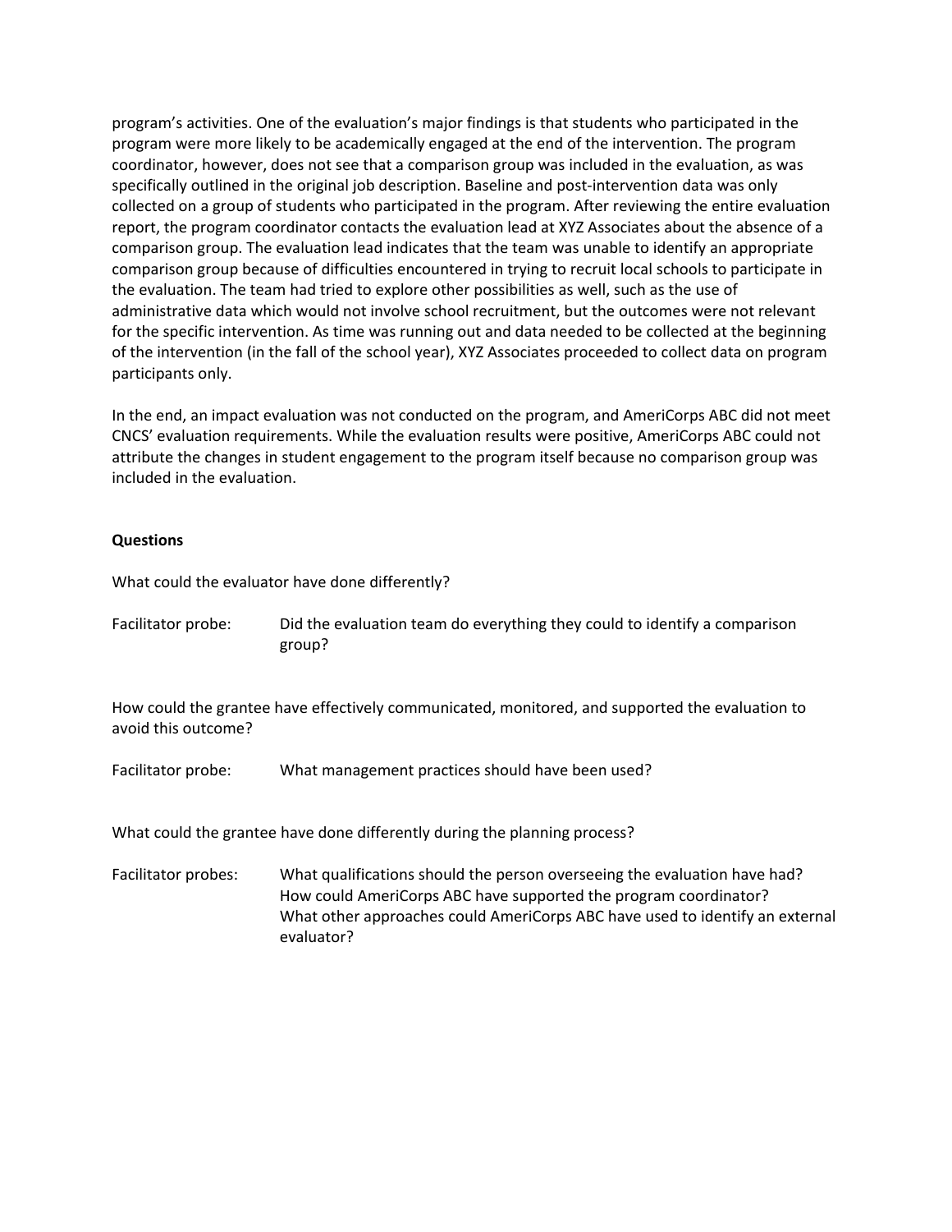program's activities. One of the evaluation's major findings is that students who participated in the program were more likely to be academically engaged at the end of the intervention. The program coordinator, however, does not see that a comparison group was included in the evaluation, as was specifically outlined in the original job description. Baseline and post-intervention data was only collected on a group of students who participated in the program. After reviewing the entire evaluation report, the program coordinator contacts the evaluation lead at XYZ Associates about the absence of a comparison group. The evaluation lead indicates that the team was unable to identify an appropriate comparison group because of difficulties encountered in trying to recruit local schools to participate in the evaluation. The team had tried to explore other possibilities as well, such as the use of administrative data which would not involve school recruitment, but the outcomes were not relevant for the specific intervention. As time was running out and data needed to be collected at the beginning of the intervention (in the fall of the school year), XYZ Associates proceeded to collect data on program participants only.

In the end, an impact evaluation was not conducted on the program, and AmeriCorps ABC did not meet CNCS' evaluation requirements. While the evaluation results were positive, AmeriCorps ABC could not attribute the changes in student engagement to the program itself because no comparison group was included in the evaluation.

**Questions**

What could the evaluator have done differently?

Facilitator probe: Did the evaluation team do everything they could to identify a comparison group?

How could the grantee have effectively communicated, monitored, and supported the evaluation to avoid this outcome?

Facilitator probe: What management practices should have been used?

What could the grantee have done differently during the planning process?

Facilitator probes: What qualifications should the person overseeing the evaluation have had?
How could AmeriCorps ABC have supported the program coordinator?
What other approaches could AmeriCorps ABC have used to identify an external evaluator?